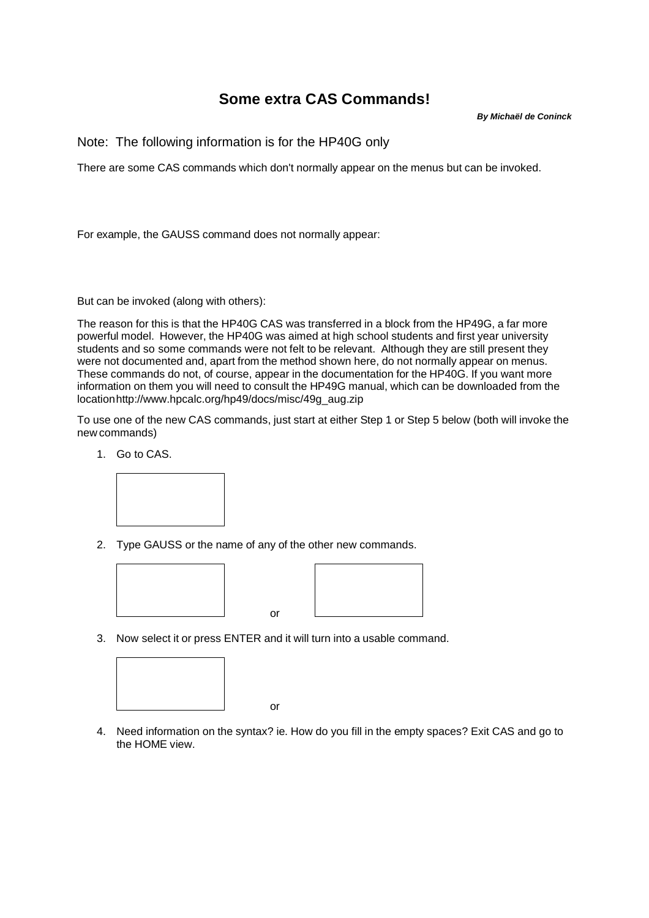# Some extra CAS Commands!

***By Michaël de Coninck***

Note: The following information is for the HP40G only

There are some CAS commands which don't normally appear on the menus but can be invoked.

For example, the GAUSS command does not normally appear:

But can be invoked (along with others):

The reason for this is that the HP40G CAS was transferred in a block from the HP49G, a far more powerful model. However, the HP40G was aimed at high school students and first year university students and so some commands were not felt to be relevant. Although they are still present they were not documented and, apart from the method shown here, do not normally appear on menus. These commands do not, of course, appear in the documentation for the HP40G. If you want more information on them you will need to consult the HP49G manual, which can be downloaded from the location http://www.hpcalc.org/hp49/docs/misc/49g_aug.zip

To use one of the new CAS commands, just start at either Step 1 or Step 5 below (both will invoke the new commands)

1. Go to CAS.

2. Type GAUSS or the name of any of the other new commands.

   or

3. Now select it or press ENTER and it will turn into a usable command.

   or

4. Need information on the syntax? ie. How do you fill in the empty spaces? Exit CAS and go to the HOME view.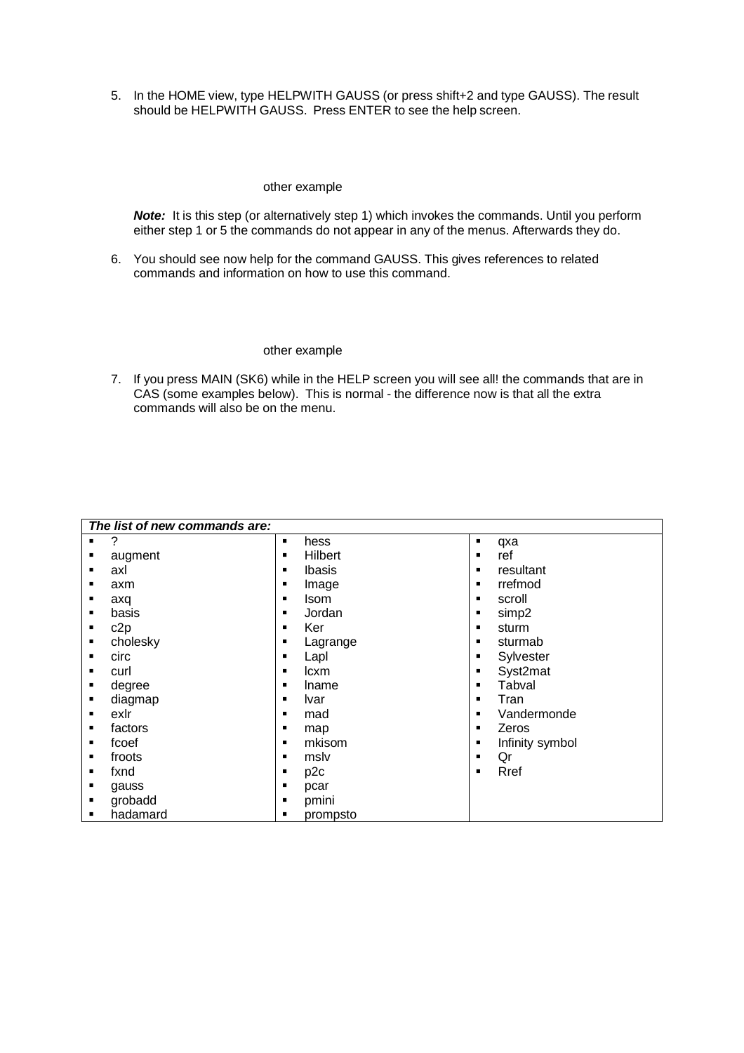5. In the HOME view, type HELPWITH GAUSS (or press shift+2 and type GAUSS). The result should be HELPWITH GAUSS. Press ENTER to see the help screen.

other example

***Note:*** It is this step (or alternatively step 1) which invokes the commands. Until you perform either step 1 or 5 the commands do not appear in any of the menus. Afterwards they do.

6. You should see now help for the command GAUSS. This gives references to related commands and information on how to use this command.

other example

7. If you press MAIN (SK6) while in the HELP screen you will see all! the commands that are in CAS (some examples below). This is normal - the difference now is that all the extra commands will also be on the menu.

| ***The list of new commands are:*** | | |
|---|---|---|
| ▪ ? | ▪ hess | ▪ qxa |
| ▪ augment | ▪ Hilbert | ▪ ref |
| ▪ axl | ▪ Ibasis | ▪ resultant |
| ▪ axm | ▪ Image | ▪ rrefmod |
| ▪ axq | ▪ Isom | ▪ scroll |
| ▪ basis | ▪ Jordan | ▪ simp2 |
| ▪ c2p | ▪ Ker | ▪ sturm |
| ▪ cholesky | ▪ Lagrange | ▪ sturmab |
| ▪ circ | ▪ Lapl | ▪ Sylvester |
| ▪ curl | ▪ lcxm | ▪ Syst2mat |
| ▪ degree | ▪ lname | ▪ Tabval |
| ▪ diagmap | ▪ lvar | ▪ Tran |
| ▪ exlr | ▪ mad | ▪ Vandermonde |
| ▪ factors | ▪ map | ▪ Zeros |
| ▪ fcoef | ▪ mkisom | ▪ Infinity symbol |
| ▪ froots | ▪ mslv | ▪ Qr |
| ▪ fxnd | ▪ p2c | ▪ Rref |
| ▪ gauss | ▪ pcar | |
| ▪ grobadd | ▪ pmini | |
| ▪ hadamard | ▪ prompsto | |